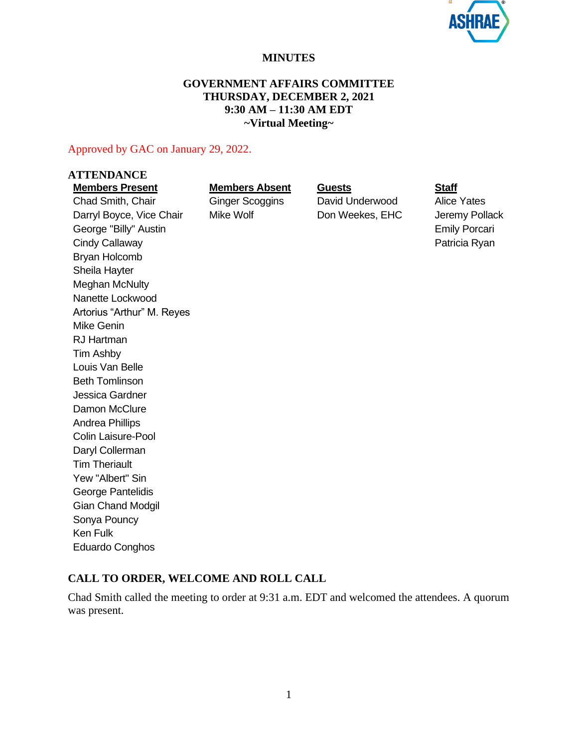# MINUTES

## GOVERNMENT AFFAIRS COMMITTEE
## THURSDAY, DECEMBER 2, 2021
## 9:30 AM – 11:30 AM EDT
## ~Virtual Meeting~

Approved by GAC on January 29, 2022.

## ATTENDANCE

| Members Present | Members Absent | Guests | Staff |
|---|---|---|---|
| Chad Smith, Chair | Ginger Scoggins | David Underwood | Alice Yates |
| Darryl Boyce, Vice Chair | Mike Wolf | Don Weekes, EHC | Jeremy Pollack |
| George "Billy" Austin | | | Emily Porcari |
| Cindy Callaway | | | Patricia Ryan |
| Bryan Holcomb | | | |
| Sheila Hayter | | | |
| Meghan McNulty | | | |
| Nanette Lockwood | | | |
| Artorius "Arthur" M. Reyes | | | |
| Mike Genin | | | |
| RJ Hartman | | | |
| Tim Ashby | | | |
| Louis Van Belle | | | |
| Beth Tomlinson | | | |
| Jessica Gardner | | | |
| Damon McClure | | | |
| Andrea Phillips | | | |
| Colin Laisure-Pool | | | |
| Daryl Collerman | | | |
| Tim Theriault | | | |
| Yew "Albert" Sin | | | |
| George Pantelidis | | | |
| Gian Chand Modgil | | | |
| Sonya Pouncy | | | |
| Ken Fulk | | | |
| Eduardo Conghos | | | |

## CALL TO ORDER, WELCOME AND ROLL CALL

Chad Smith called the meeting to order at 9:31 a.m. EDT and welcomed the attendees. A quorum was present.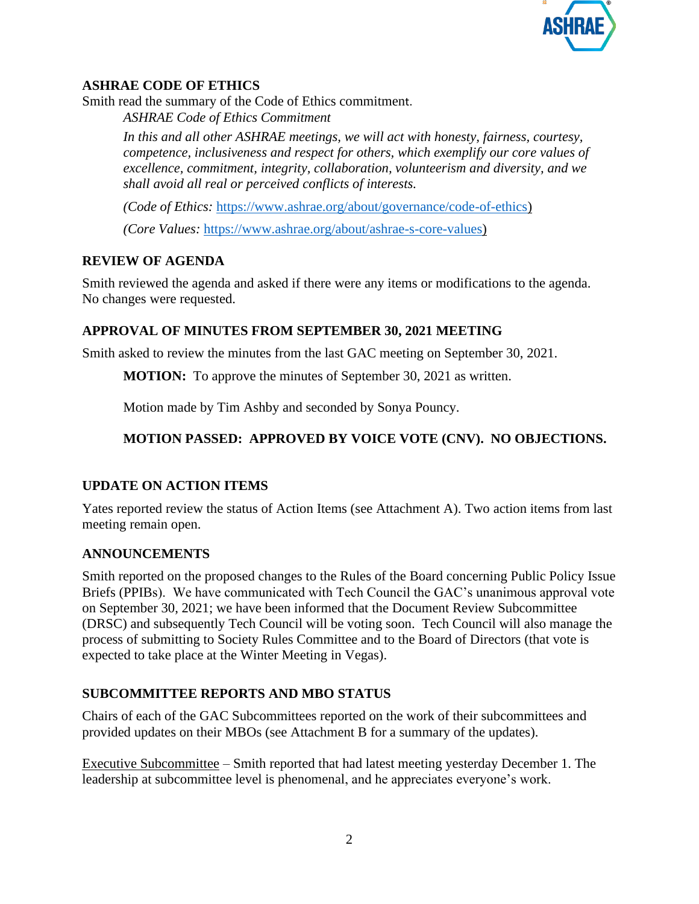## ASHRAE CODE OF ETHICS

Smith read the summary of the Code of Ethics commitment.

> *ASHRAE Code of Ethics Commitment*
>
> *In this and all other ASHRAE meetings, we will act with honesty, fairness, courtesy, competence, inclusiveness and respect for others, which exemplify our core values of excellence, commitment, integrity, collaboration, volunteerism and diversity, and we shall avoid all real or perceived conflicts of interests.*
>
> *(Code of Ethics:* https://www.ashrae.org/about/governance/code-of-ethics)
>
> *(Core Values:* https://www.ashrae.org/about/ashrae-s-core-values)

## REVIEW OF AGENDA

Smith reviewed the agenda and asked if there were any items or modifications to the agenda. No changes were requested.

## APPROVAL OF MINUTES FROM SEPTEMBER 30, 2021 MEETING

Smith asked to review the minutes from the last GAC meeting on September 30, 2021.

> **MOTION:** To approve the minutes of September 30, 2021 as written.
>
> Motion made by Tim Ashby and seconded by Sonya Pouncy.
>
> **MOTION PASSED: APPROVED BY VOICE VOTE (CNV). NO OBJECTIONS.**

## UPDATE ON ACTION ITEMS

Yates reported review the status of Action Items (see Attachment A). Two action items from last meeting remain open.

## ANNOUNCEMENTS

Smith reported on the proposed changes to the Rules of the Board concerning Public Policy Issue Briefs (PPIBs). We have communicated with Tech Council the GAC's unanimous approval vote on September 30, 2021; we have been informed that the Document Review Subcommittee (DRSC) and subsequently Tech Council will be voting soon. Tech Council will also manage the process of submitting to Society Rules Committee and to the Board of Directors (that vote is expected to take place at the Winter Meeting in Vegas).

## SUBCOMMITTEE REPORTS AND MBO STATUS

Chairs of each of the GAC Subcommittees reported on the work of their subcommittees and provided updates on their MBOs (see Attachment B for a summary of the updates).

Executive Subcommittee – Smith reported that had latest meeting yesterday December 1. The leadership at subcommittee level is phenomenal, and he appreciates everyone's work.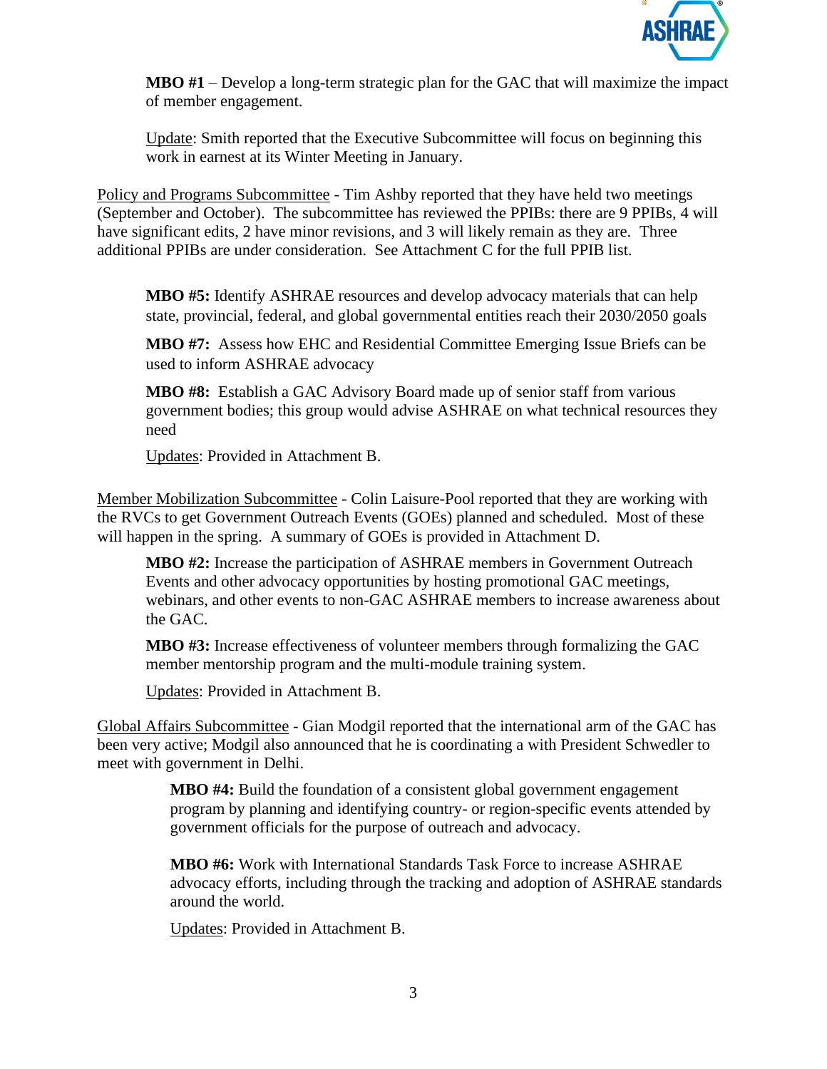**MBO #1** – Develop a long-term strategic plan for the GAC that will maximize the impact of member engagement.

<u>Update</u>: Smith reported that the Executive Subcommittee will focus on beginning this work in earnest at its Winter Meeting in January.

<u>Policy and Programs Subcommittee</u> - Tim Ashby reported that they have held two meetings (September and October). The subcommittee has reviewed the PPIBs: there are 9 PPIBs, 4 will have significant edits, 2 have minor revisions, and 3 will likely remain as they are. Three additional PPIBs are under consideration. See Attachment C for the full PPIB list.

**MBO #5:** Identify ASHRAE resources and develop advocacy materials that can help state, provincial, federal, and global governmental entities reach their 2030/2050 goals

**MBO #7:** Assess how EHC and Residential Committee Emerging Issue Briefs can be used to inform ASHRAE advocacy

**MBO #8:** Establish a GAC Advisory Board made up of senior staff from various government bodies; this group would advise ASHRAE on what technical resources they need

<u>Updates</u>: Provided in Attachment B.

<u>Member Mobilization Subcommittee</u> - Colin Laisure-Pool reported that they are working with the RVCs to get Government Outreach Events (GOEs) planned and scheduled. Most of these will happen in the spring. A summary of GOEs is provided in Attachment D.

**MBO #2:** Increase the participation of ASHRAE members in Government Outreach Events and other advocacy opportunities by hosting promotional GAC meetings, webinars, and other events to non-GAC ASHRAE members to increase awareness about the GAC.

**MBO #3:** Increase effectiveness of volunteer members through formalizing the GAC member mentorship program and the multi-module training system.

<u>Updates</u>: Provided in Attachment B.

<u>Global Affairs Subcommittee</u> - Gian Modgil reported that the international arm of the GAC has been very active; Modgil also announced that he is coordinating a with President Schwedler to meet with government in Delhi.

**MBO #4:** Build the foundation of a consistent global government engagement program by planning and identifying country- or region-specific events attended by government officials for the purpose of outreach and advocacy.

**MBO #6:** Work with International Standards Task Force to increase ASHRAE advocacy efforts, including through the tracking and adoption of ASHRAE standards around the world.

<u>Updates</u>: Provided in Attachment B.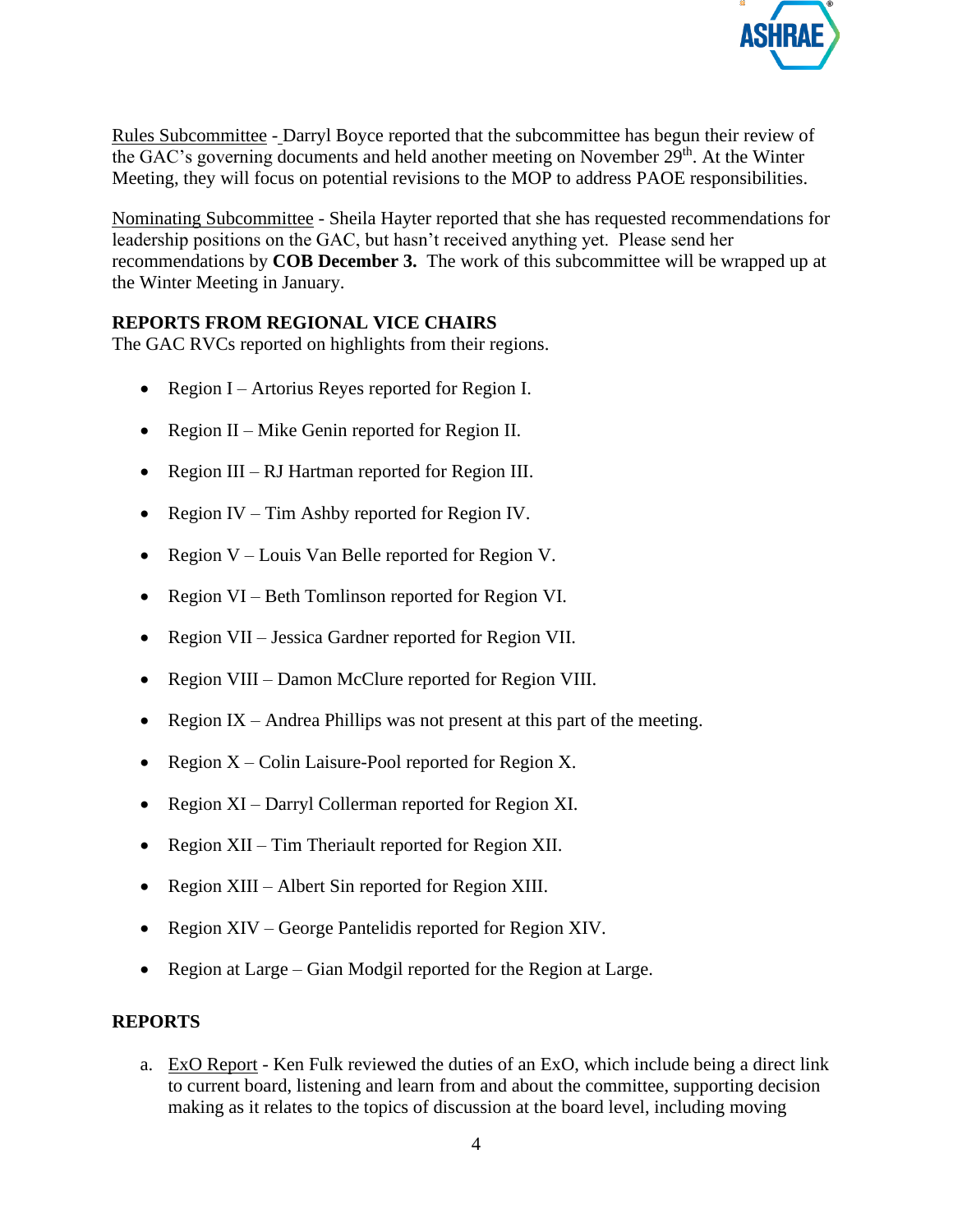Rules Subcommittee - Darryl Boyce reported that the subcommittee has begun their review of the GAC's governing documents and held another meeting on November 29th. At the Winter Meeting, they will focus on potential revisions to the MOP to address PAOE responsibilities.

Nominating Subcommittee - Sheila Hayter reported that she has requested recommendations for leadership positions on the GAC, but hasn't received anything yet. Please send her recommendations by **COB December 3.** The work of this subcommittee will be wrapped up at the Winter Meeting in January.

## REPORTS FROM REGIONAL VICE CHAIRS

The GAC RVCs reported on highlights from their regions.

- Region I – Artorius Reyes reported for Region I.
- Region II – Mike Genin reported for Region II.
- Region III – RJ Hartman reported for Region III.
- Region IV – Tim Ashby reported for Region IV.
- Region V – Louis Van Belle reported for Region V.
- Region VI – Beth Tomlinson reported for Region VI.
- Region VII – Jessica Gardner reported for Region VII.
- Region VIII – Damon McClure reported for Region VIII.
- Region IX – Andrea Phillips was not present at this part of the meeting.
- Region X – Colin Laisure-Pool reported for Region X.
- Region XI – Darryl Collerman reported for Region XI.
- Region XII – Tim Theriault reported for Region XII.
- Region XIII – Albert Sin reported for Region XIII.
- Region XIV – George Pantelidis reported for Region XIV.
- Region at Large – Gian Modgil reported for the Region at Large.

## REPORTS

a. ExO Report - Ken Fulk reviewed the duties of an ExO, which include being a direct link to current board, listening and learn from and about the committee, supporting decision making as it relates to the topics of discussion at the board level, including moving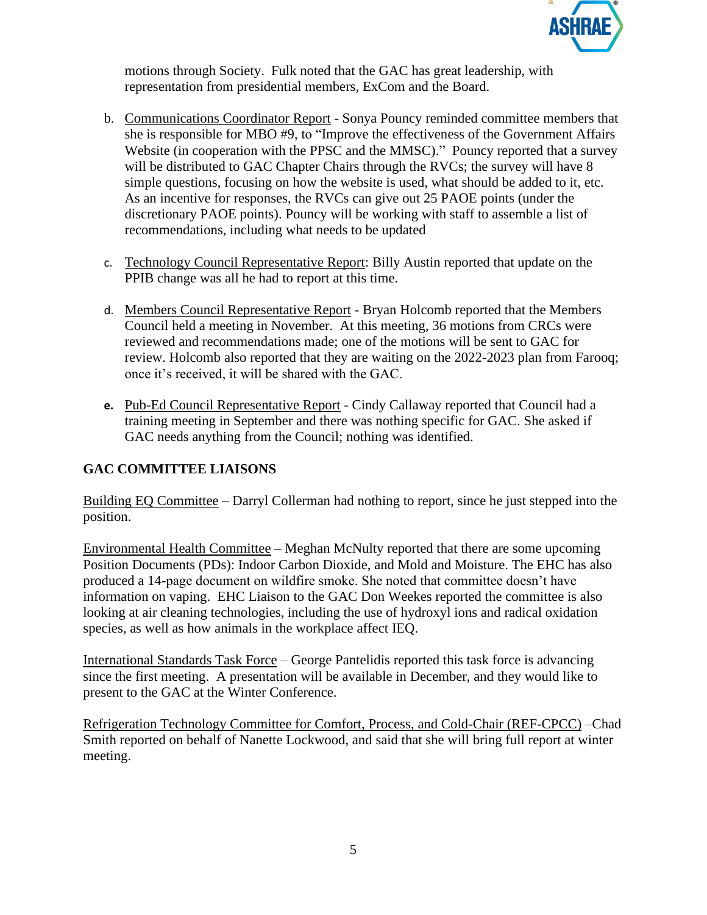motions through Society. Fulk noted that the GAC has great leadership, with representation from presidential members, ExCom and the Board.

b. Communications Coordinator Report - Sonya Pouncy reminded committee members that she is responsible for MBO #9, to "Improve the effectiveness of the Government Affairs Website (in cooperation with the PPSC and the MMSC)." Pouncy reported that a survey will be distributed to GAC Chapter Chairs through the RVCs; the survey will have 8 simple questions, focusing on how the website is used, what should be added to it, etc. As an incentive for responses, the RVCs can give out 25 PAOE points (under the discretionary PAOE points). Pouncy will be working with staff to assemble a list of recommendations, including what needs to be updated

c. Technology Council Representative Report: Billy Austin reported that update on the PPIB change was all he had to report at this time.

d. Members Council Representative Report - Bryan Holcomb reported that the Members Council held a meeting in November. At this meeting, 36 motions from CRCs were reviewed and recommendations made; one of the motions will be sent to GAC for review. Holcomb also reported that they are waiting on the 2022-2023 plan from Farooq; once it's received, it will be shared with the GAC.

e. Pub-Ed Council Representative Report - Cindy Callaway reported that Council had a training meeting in September and there was nothing specific for GAC. She asked if GAC needs anything from the Council; nothing was identified.

## GAC COMMITTEE LIAISONS

Building EQ Committee – Darryl Collerman had nothing to report, since he just stepped into the position.

Environmental Health Committee – Meghan McNulty reported that there are some upcoming Position Documents (PDs): Indoor Carbon Dioxide, and Mold and Moisture. The EHC has also produced a 14-page document on wildfire smoke. She noted that committee doesn't have information on vaping. EHC Liaison to the GAC Don Weekes reported the committee is also looking at air cleaning technologies, including the use of hydroxyl ions and radical oxidation species, as well as how animals in the workplace affect IEQ.

International Standards Task Force – George Pantelidis reported this task force is advancing since the first meeting. A presentation will be available in December, and they would like to present to the GAC at the Winter Conference.

Refrigeration Technology Committee for Comfort, Process, and Cold-Chair (REF-CPCC) –Chad Smith reported on behalf of Nanette Lockwood, and said that she will bring full report at winter meeting.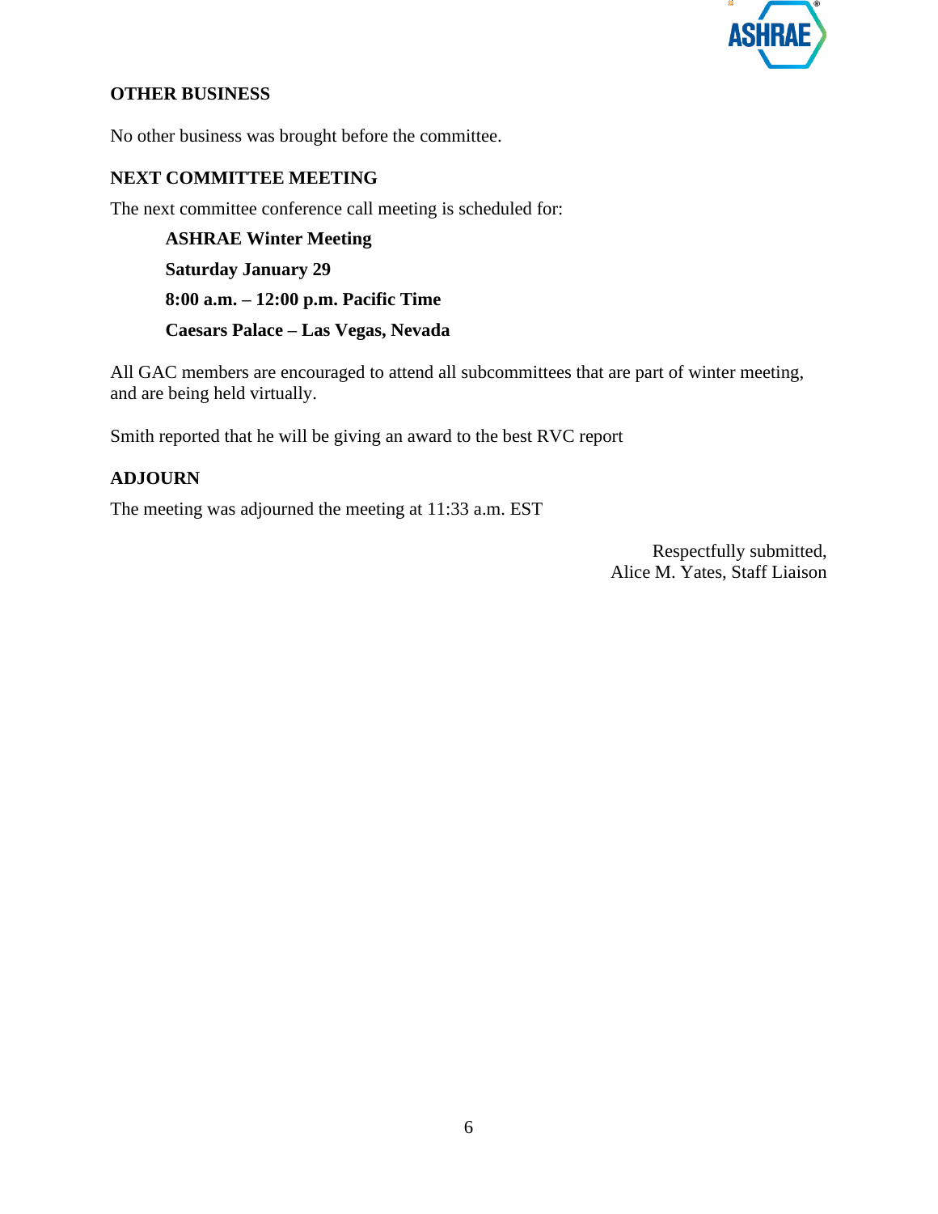## OTHER BUSINESS

No other business was brought before the committee.

## NEXT COMMITTEE MEETING

The next committee conference call meeting is scheduled for:

> **ASHRAE Winter Meeting**
>
> **Saturday January 29**
>
> **8:00 a.m. – 12:00 p.m. Pacific Time**
>
> **Caesars Palace – Las Vegas, Nevada**

All GAC members are encouraged to attend all subcommittees that are part of winter meeting, and are being held virtually.

Smith reported that he will be giving an award to the best RVC report

## ADJOURN

The meeting was adjourned the meeting at 11:33 a.m. EST

Respectfully submitted,
Alice M. Yates, Staff Liaison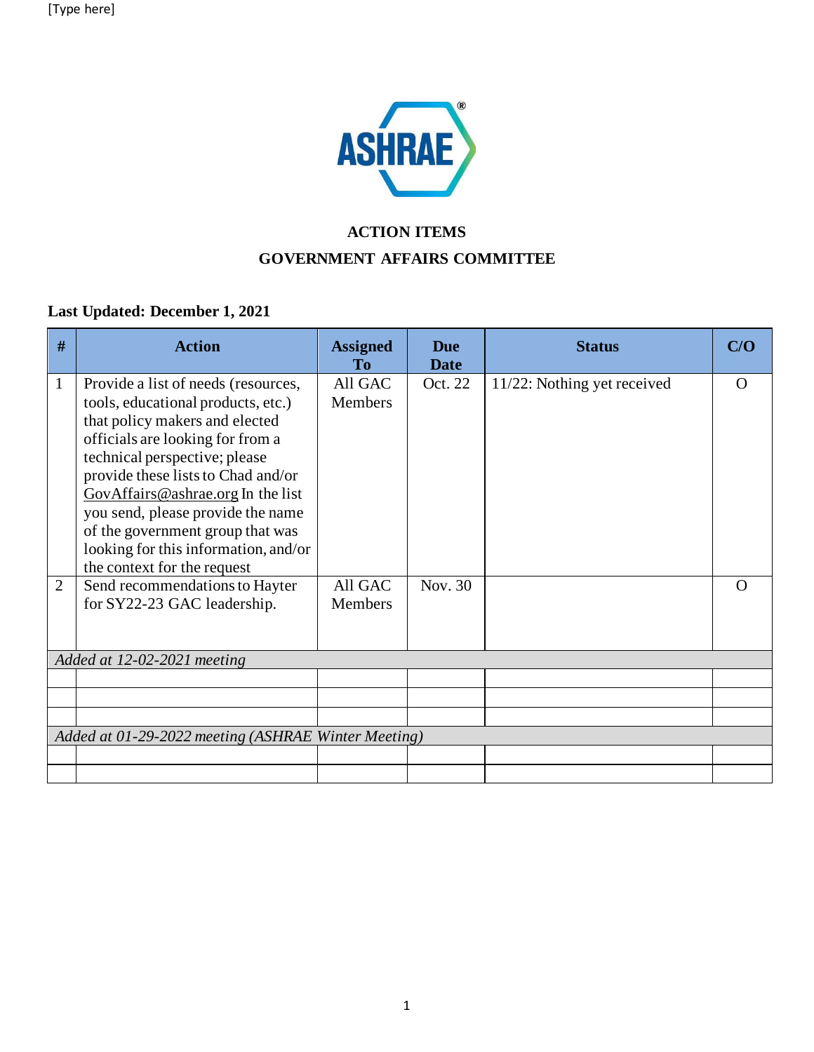**ACTION ITEMS**

**GOVERNMENT AFFAIRS COMMITTEE**

**Last Updated: December 1, 2021**

| # | Action | Assigned To | Due Date | Status | C/O |
|---|---|---|---|---|---|
| 1 | Provide a list of needs (resources, tools, educational products, etc.) that policy makers and elected officials are looking for from a technical perspective; please provide these lists to Chad and/or GovAffairs@ashrae.org In the list you send, please provide the name of the government group that was looking for this information, and/or the context for the request | All GAC Members | Oct. 22 | 11/22: Nothing yet received | O |
| 2 | Send recommendations to Hayter for SY22-23 GAC leadership. | All GAC Members | Nov. 30 | | O |
| *Added at 12-02-2021 meeting* | | | | | |
| | | | | | |
| | | | | | |
| | | | | | |
| *Added at 01-29-2022 meeting (ASHRAE Winter Meeting)* | | | | | |
| | | | | | |
| | | | | | |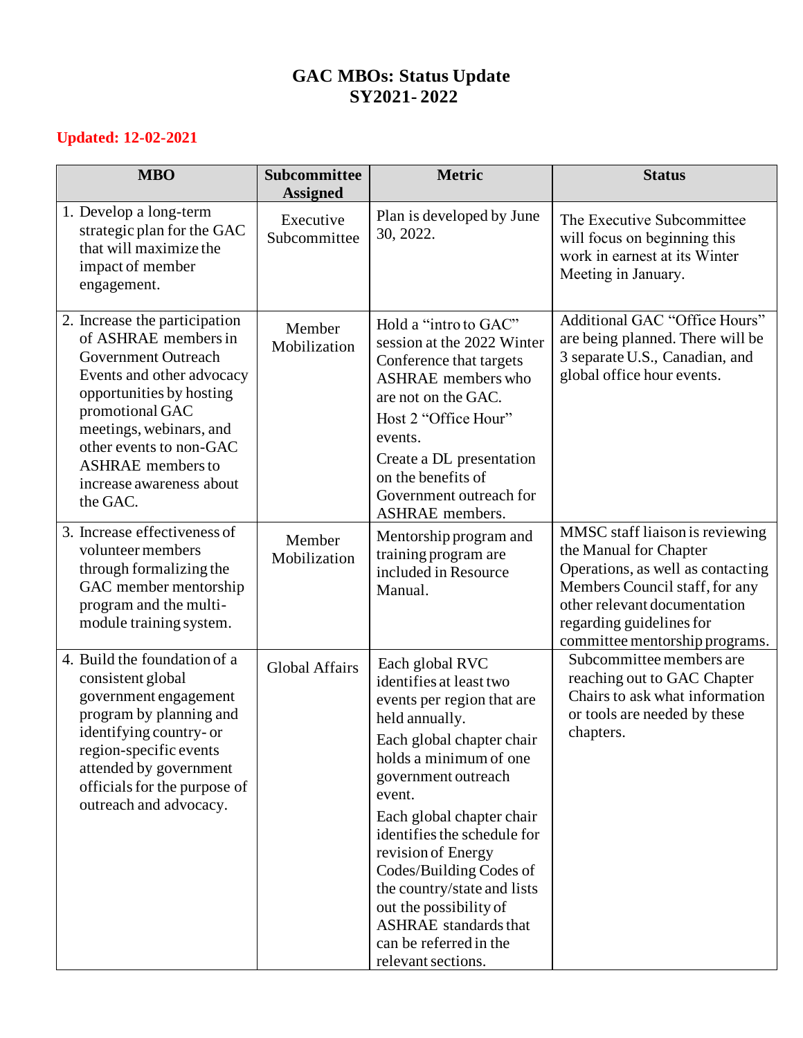# GAC MBOs: Status Update
# SY2021- 2022

**Updated: 12-02-2021**

| MBO | Subcommittee Assigned | Metric | Status |
|---|---|---|---|
| 1. Develop a long-term strategic plan for the GAC that will maximize the impact of member engagement. | Executive Subcommittee | Plan is developed by June 30, 2022. | The Executive Subcommittee will focus on beginning this work in earnest at its Winter Meeting in January. |
| 2. Increase the participation of ASHRAE members in Government Outreach Events and other advocacy opportunities by hosting promotional GAC meetings, webinars, and other events to non-GAC ASHRAE members to increase awareness about the GAC. | Member Mobilization | Hold a "intro to GAC" session at the 2022 Winter Conference that targets ASHRAE members who are not on the GAC.<br>Host 2 "Office Hour" events.<br>Create a DL presentation on the benefits of Government outreach for ASHRAE members. | Additional GAC "Office Hours" are being planned. There will be 3 separate U.S., Canadian, and global office hour events. |
| 3. Increase effectiveness of volunteer members through formalizing the GAC member mentorship program and the multi-module training system. | Member Mobilization | Mentorship program and training program are included in Resource Manual. | MMSC staff liaison is reviewing the Manual for Chapter Operations, as well as contacting Members Council staff, for any other relevant documentation regarding guidelines for committee mentorship programs. |
| 4. Build the foundation of a consistent global government engagement program by planning and identifying country- or region-specific events attended by government officials for the purpose of outreach and advocacy. | Global Affairs | Each global RVC identifies at least two events per region that are held annually.<br>Each global chapter chair holds a minimum of one government outreach event.<br>Each global chapter chair identifies the schedule for revision of Energy Codes/Building Codes of the country/state and lists out the possibility of ASHRAE standards that can be referred in the relevant sections. | Subcommittee members are reaching out to GAC Chapter Chairs to ask what information or tools are needed by these chapters. |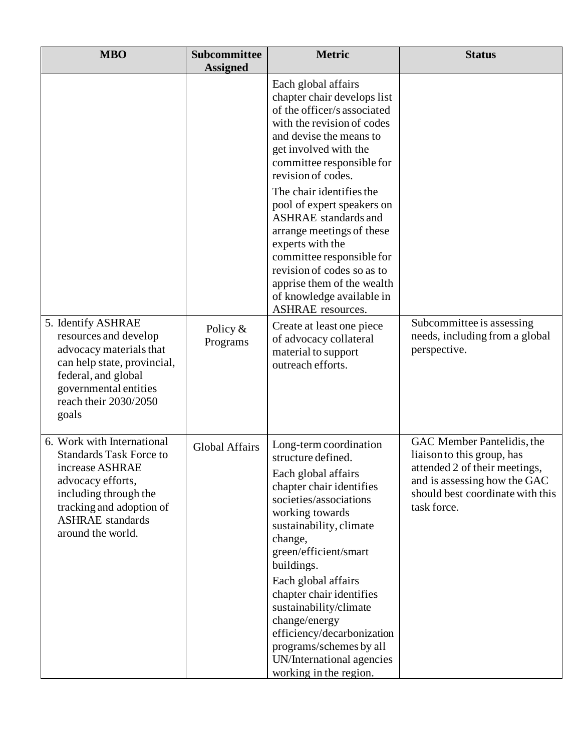| MBO | Subcommittee Assigned | Metric | Status |
| --- | --- | --- | --- |
| | | Each global affairs chapter chair develops list of the officer/s associated with the revision of codes and devise the means to get involved with the committee responsible for revision of codes.<br><br>The chair identifies the pool of expert speakers on ASHRAE standards and arrange meetings of these experts with the committee responsible for revision of codes so as to apprise them of the wealth of knowledge available in ASHRAE resources. | |
| 5. Identify ASHRAE resources and develop advocacy materials that can help state, provincial, federal, and global governmental entities reach their 2030/2050 goals | Policy & Programs | Create at least one piece of advocacy collateral material to support outreach efforts. | Subcommittee is assessing needs, including from a global perspective. |
| 6. Work with International Standards Task Force to increase ASHRAE advocacy efforts, including through the tracking and adoption of ASHRAE standards around the world. | Global Affairs | Long-term coordination structure defined.<br><br>Each global affairs chapter chair identifies societies/associations working towards sustainability, climate change, green/efficient/smart buildings.<br><br>Each global affairs chapter chair identifies sustainability/climate change/energy efficiency/decarbonization programs/schemes by all UN/International agencies working in the region. | GAC Member Pantelidis, the liaison to this group, has attended 2 of their meetings, and is assessing how the GAC should best coordinate with this task force. |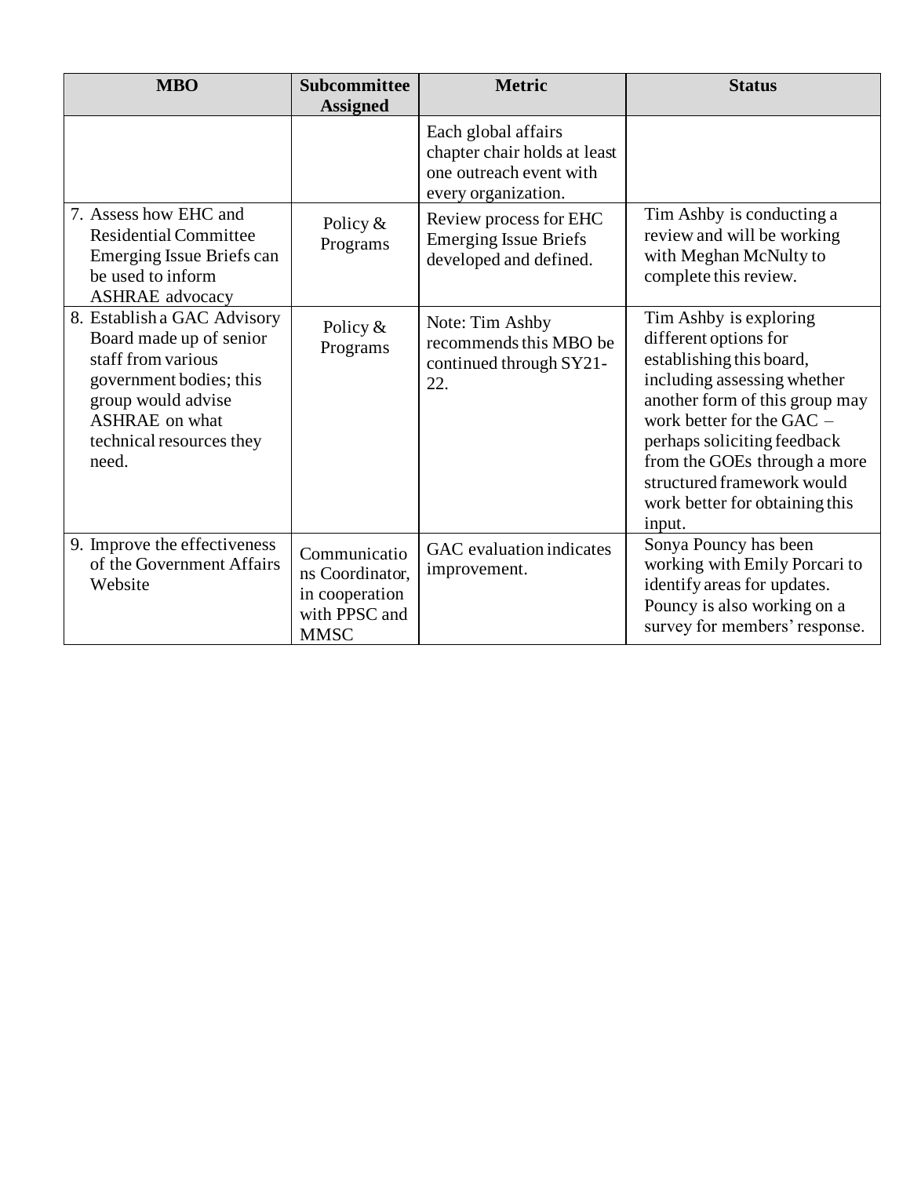| MBO | Subcommittee Assigned | Metric | Status |
|---|---|---|---|
| | | Each global affairs chapter chair holds at least one outreach event with every organization. | |
| 7. Assess how EHC and Residential Committee Emerging Issue Briefs can be used to inform ASHRAE advocacy | Policy & Programs | Review process for EHC Emerging Issue Briefs developed and defined. | Tim Ashby is conducting a review and will be working with Meghan McNulty to complete this review. |
| 8. Establish a GAC Advisory Board made up of senior staff from various government bodies; this group would advise ASHRAE on what technical resources they need. | Policy & Programs | Note: Tim Ashby recommends this MBO be continued through SY21-22. | Tim Ashby is exploring different options for establishing this board, including assessing whether another form of this group may work better for the GAC – perhaps soliciting feedback from the GOEs through a more structured framework would work better for obtaining this input. |
| 9. Improve the effectiveness of the Government Affairs Website | Communications Coordinator, in cooperation with PPSC and MMSC | GAC evaluation indicates improvement. | Sonya Pouncy has been working with Emily Porcari to identify areas for updates. Pouncy is also working on a survey for members' response. |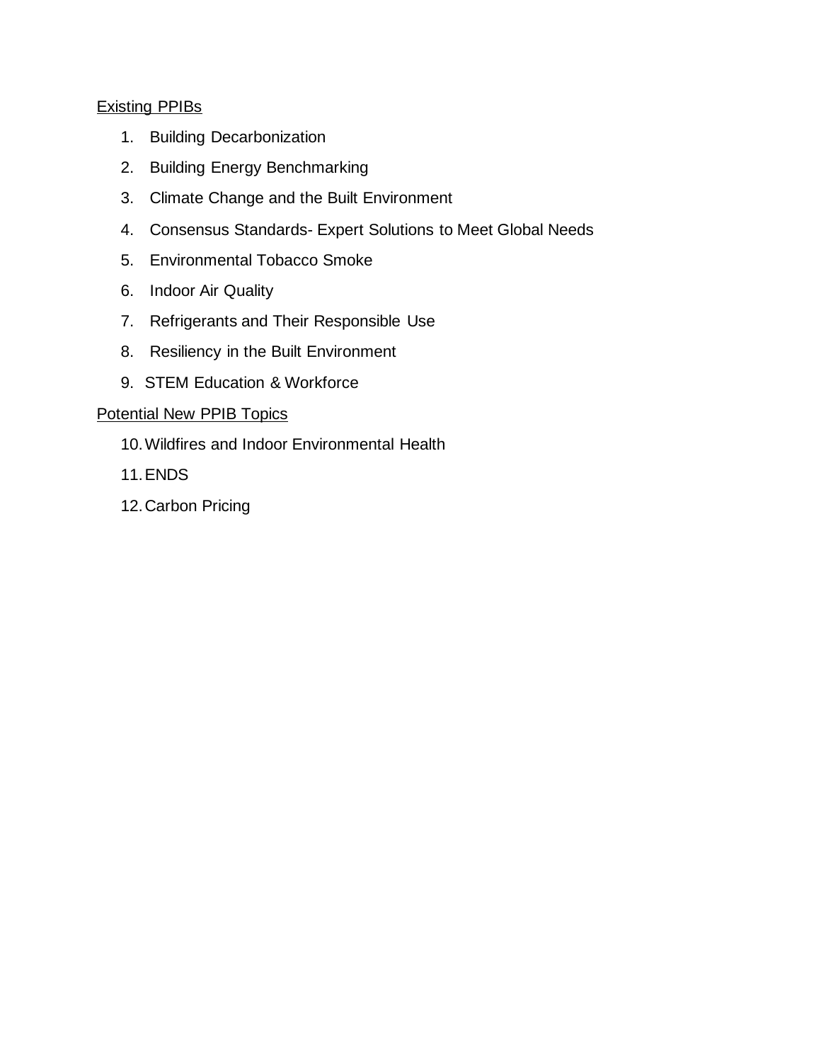Existing PPIBs

1. Building Decarbonization
2. Building Energy Benchmarking
3. Climate Change and the Built Environment
4. Consensus Standards- Expert Solutions to Meet Global Needs
5. Environmental Tobacco Smoke
6. Indoor Air Quality
7. Refrigerants and Their Responsible Use
8. Resiliency in the Built Environment
9. STEM Education & Workforce

Potential New PPIB Topics

10. Wildfires and Indoor Environmental Health
11. ENDS
12. Carbon Pricing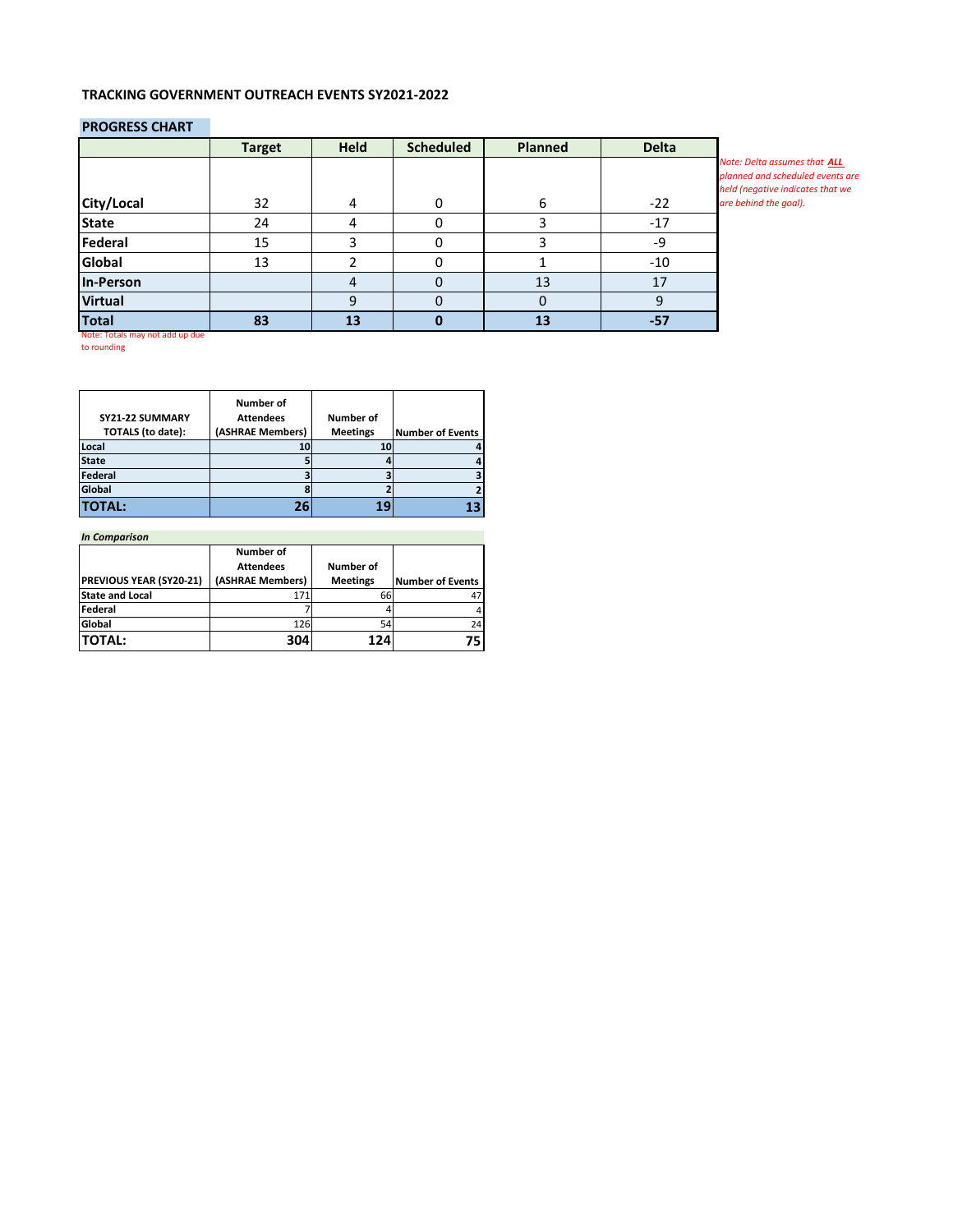**TRACKING GOVERNMENT OUTREACH EVENTS SY2021-2022**

**PROGRESS CHART**

| | Target | Held | Scheduled | Planned | Delta |
|---|---|---|---|---|---|
| City/Local | 32 | 4 | 0 | 6 | -22 |
| State | 24 | 4 | 0 | 3 | -17 |
| Federal | 15 | 3 | 0 | 3 | -9 |
| Global | 13 | 2 | 0 | 1 | -10 |
| In-Person | | 4 | 0 | 13 | 17 |
| Virtual | | 9 | 0 | 0 | 9 |
| **Total** | **83** | **13** | **0** | **13** | **-57** |

Note: Totals may not add up due to rounding

*Note: Delta assumes that* ***ALL*** *planned and scheduled events are held (negative indicates that we are behind the goal).*

| SY21-22 SUMMARY TOTALS (to date): | Number of Attendees (ASHRAE Members) | Number of Meetings | Number of Events |
|---|---|---|---|
| Local | 10 | 10 | 4 |
| State | 5 | 4 | 4 |
| Federal | 3 | 3 | 3 |
| Global | 8 | 2 | 2 |
| **TOTAL:** | **26** | **19** | **13** |

***In Comparison***

| PREVIOUS YEAR (SY20-21) | Number of Attendees (ASHRAE Members) | Number of Meetings | Number of Events |
|---|---|---|---|
| State and Local | 171 | 66 | 47 |
| Federal | 7 | 4 | 4 |
| Global | 126 | 54 | 24 |
| **TOTAL:** | **304** | **124** | **75** |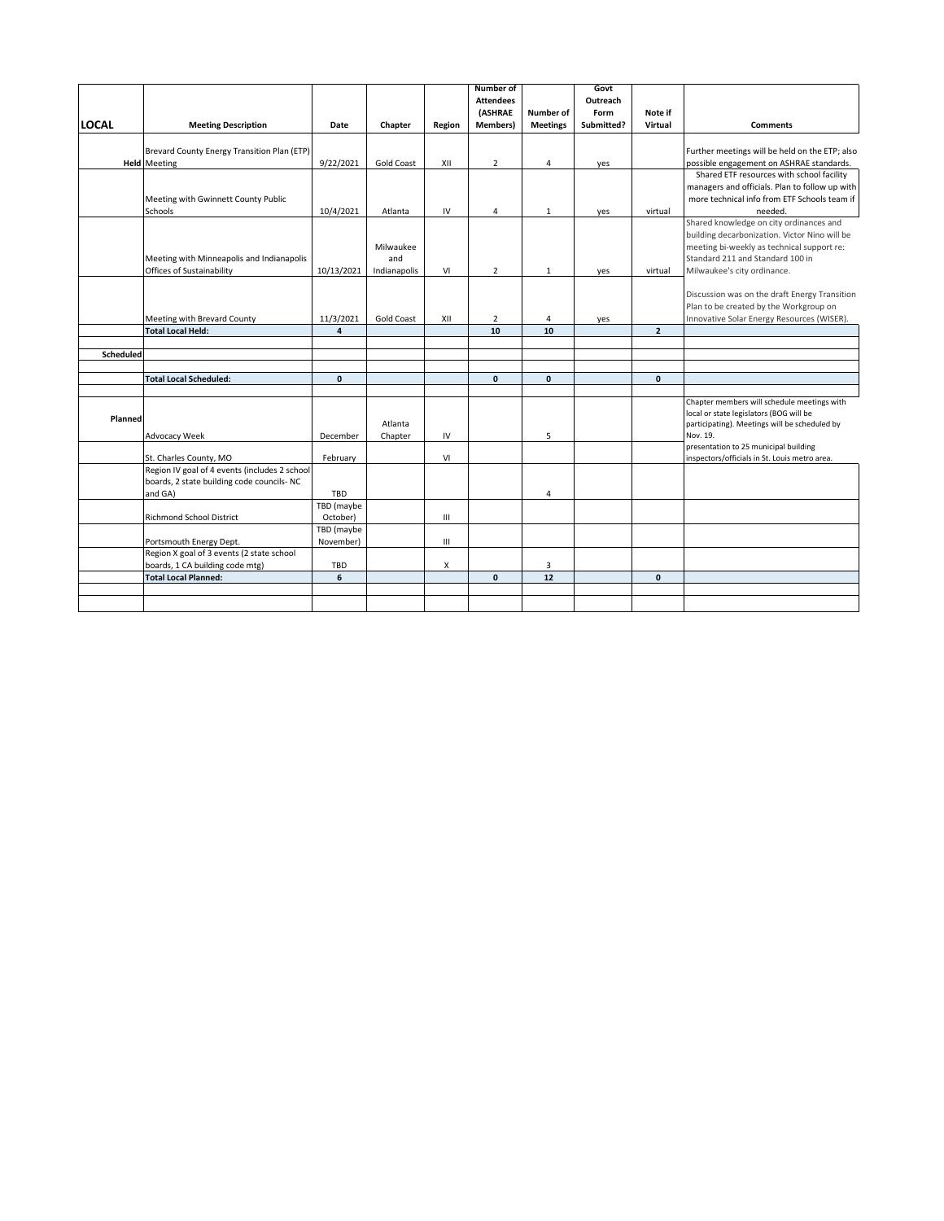| LOCAL | Meeting Description | Date | Chapter | Region | Number of Attendees (ASHRAE Members) | Number of Meetings | Govt Outreach Form Submitted? | Note if Virtual | Comments |
|---|---|---|---|---|---|---|---|---|---|
| Held | Brevard County Energy Transition Plan (ETP) Meeting | 9/22/2021 | Gold Coast | XII | 2 | 4 | yes | | Further meetings will be held on the ETP; also possible engagement on ASHRAE standards. |
| | Meeting with Gwinnett County Public Schools | 10/4/2021 | Atlanta | IV | 4 | 1 | yes | virtual | Shared ETF resources with school facility managers and officials. Plan to follow up with more technical info from ETF Schools team if needed. |
| | Meeting with Minneapolis and Indianapolis Offices of Sustainability | 10/13/2021 | Milwaukee and Indianapolis | VI | 2 | 1 | yes | virtual | Shared knowledge on city ordinances and building decarbonization. Victor Nino will be meeting bi-weekly as technical support re: Standard 211 and Standard 100 in Milwaukee's city ordinance. |
| | Meeting with Brevard County | 11/3/2021 | Gold Coast | XII | 2 | 4 | yes | | Discussion was on the draft Energy Transition Plan to be created by the Workgroup on Innovative Solar Energy Resources (WISER). |
| | **Total Local Held:** | **4** | | | **10** | **10** | | **2** | |
| | | | | | | | | | |
| Scheduled | | | | | | | | | |
| | | | | | | | | | |
| | **Total Local Scheduled:** | **0** | | | **0** | **0** | | **0** | |
| | | | | | | | | | |
| Planned | Advocacy Week | December | Atlanta Chapter | IV | | 5 | | | Chapter members will schedule meetings with local or state legislators (BOG will be participating). Meetings will be scheduled by Nov. 19. |
| | St. Charles County, MO | February | | VI | | | | | presentation to 25 municipal building inspectors/officials in St. Louis metro area. |
| | Region IV goal of 4 events (includes 2 school boards, 2 state building code councils- NC and GA) | TBD | | | | 4 | | | |
| | Richmond School District | TBD (maybe October) | | III | | | | | |
| | Portsmouth Energy Dept. | TBD (maybe November) | | III | | | | | |
| | Region X goal of 3 events (2 state school boards, 1 CA building code mtg) | TBD | | X | | 3 | | | |
| | **Total Local Planned:** | **6** | | | **0** | **12** | | **0** | |
| | | | | | | | | | |
| | | | | | | | | | |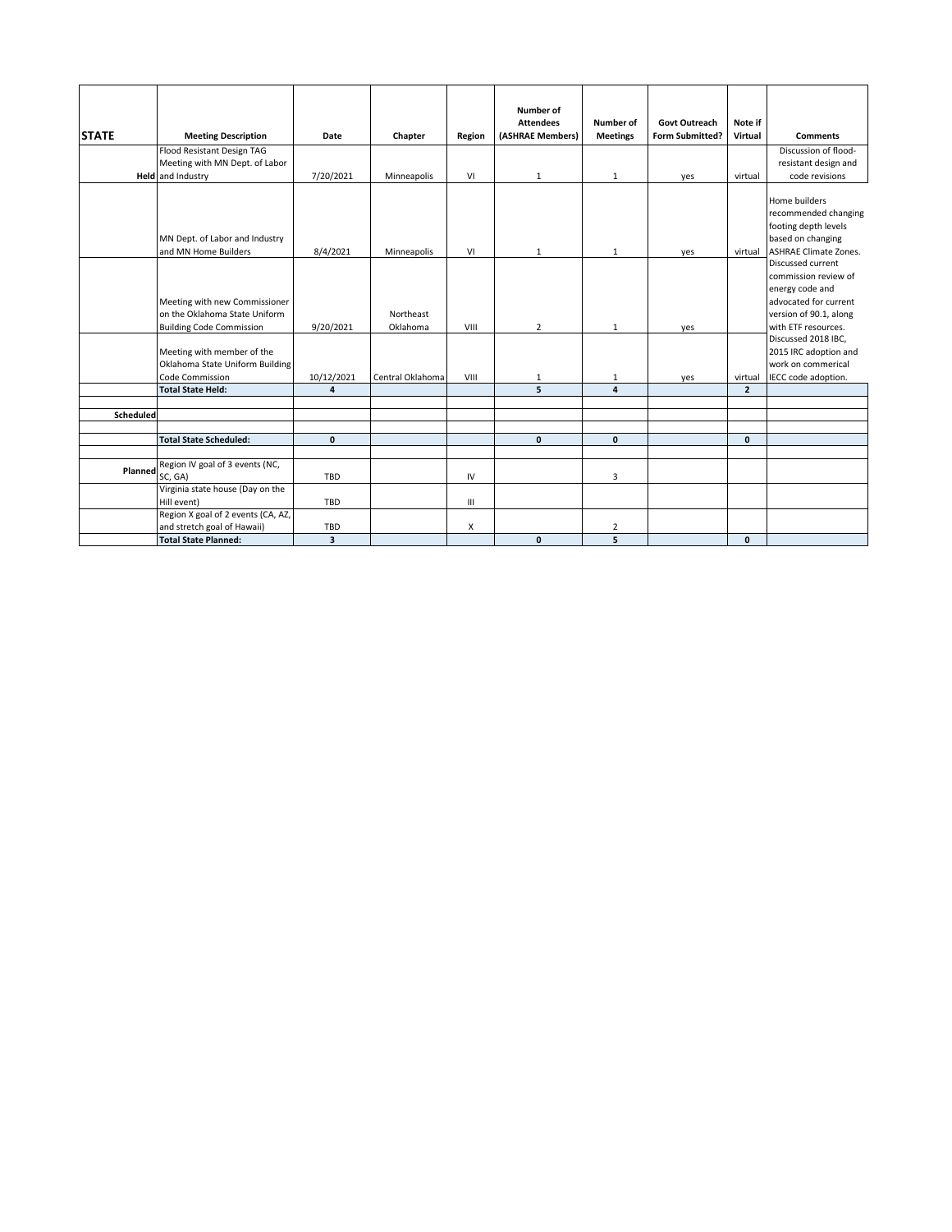| STATE | Meeting Description | Date | Chapter | Region | Number of Attendees (ASHRAE Members) | Number of Meetings | Govt Outreach Form Submitted? | Note if Virtual | Comments |
|---|---|---|---|---|---|---|---|---|---|
| Held | Flood Resistant Design TAG Meeting with MN Dept. of Labor and Industry | 7/20/2021 | Minneapolis | VI | 1 | 1 | yes | virtual | Discussion of flood-resistant design and code revisions |
| | MN Dept. of Labor and Industry and MN Home Builders | 8/4/2021 | Minneapolis | VI | 1 | 1 | yes | virtual | Home builders recommended changing footing depth levels based on changing ASHRAE Climate Zones. |
| | Meeting with new Commissioner on the Oklahoma State Uniform Building Code Commission | 9/20/2021 | Northeast Oklahoma | VIII | 2 | 1 | yes | | Discussed current commission review of energy code and advocated for current version of 90.1, along with ETF resources. |
| | Meeting with member of the Oklahoma State Uniform Building Code Commission | 10/12/2021 | Central Oklahoma | VIII | 1 | 1 | yes | virtual | Discussed 2018 IBC, 2015 IRC adoption and work on commerical IECC code adoption. |
| | **Total State Held:** | **4** | | | **5** | **4** | | **2** | |
| | | | | | | | | | |
| Scheduled | | | | | | | | | |
| | | | | | | | | | |
| | **Total State Scheduled:** | **0** | | | **0** | **0** | | **0** | |
| | | | | | | | | | |
| Planned | Region IV goal of 3 events (NC, SC, GA) | TBD | | IV | | 3 | | | |
| | Virginia state house (Day on the Hill event) | TBD | | III | | | | | |
| | Region X goal of 2 events (CA, AZ, and stretch goal of Hawaii) | TBD | | X | | 2 | | | |
| | **Total State Planned:** | **3** | | | **0** | **5** | | **0** | |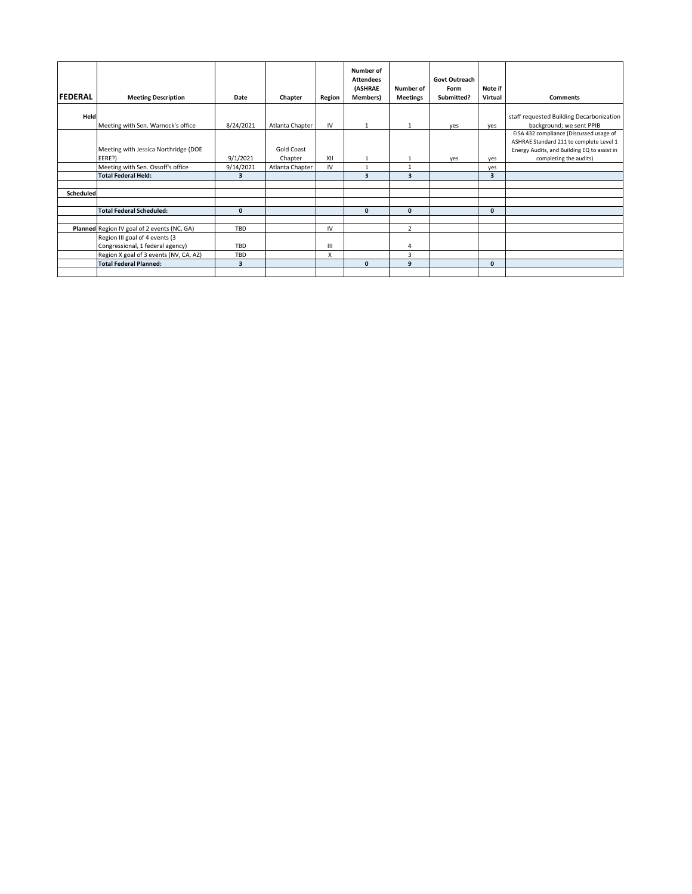| FEDERAL | Meeting Description | Date | Chapter | Region | Number of Attendees (ASHRAE Members) | Number of Meetings | Govt Outreach Form Submitted? | Note if Virtual | Comments |
|---|---|---|---|---|---|---|---|---|---|
| Held | Meeting with Sen. Warnock's office | 8/24/2021 | Atlanta Chapter | IV | 1 | 1 | yes | yes | staff requested Building Decarbonization background; we sent PPIB |
| | Meeting with Jessica Northridge (DOE EERE?) | 9/1/2021 | Gold Coast Chapter | XII | 1 | 1 | yes | yes | EISA 432 compliance (Discussed usage of ASHRAE Standard 211 to complete Level 1 Energy Audits, and Building EQ to assist in completing the audits) |
| | Meeting with Sen. Ossoff's office | 9/14/2021 | Atlanta Chapter | IV | 1 | 1 | | yes | |
| | **Total Federal Held:** | **3** | | | **3** | **3** | | **3** | |
| | | | | | | | | | |
| Scheduled | | | | | | | | | |
| | | | | | | | | | |
| | **Total Federal Scheduled:** | **0** | | | **0** | **0** | | **0** | |
| | | | | | | | | | |
| Planned | Region IV goal of 2 events (NC, GA) | TBD | | IV | | 2 | | | |
| | Region III goal of 4 events (3 Congressional, 1 federal agency) | TBD | | III | | 4 | | | |
| | Region X goal of 3 events (NV, CA, AZ) | TBD | | X | | 3 | | | |
| | **Total Federal Planned:** | **3** | | | **0** | **9** | | **0** | |
| | | | | | | | | | |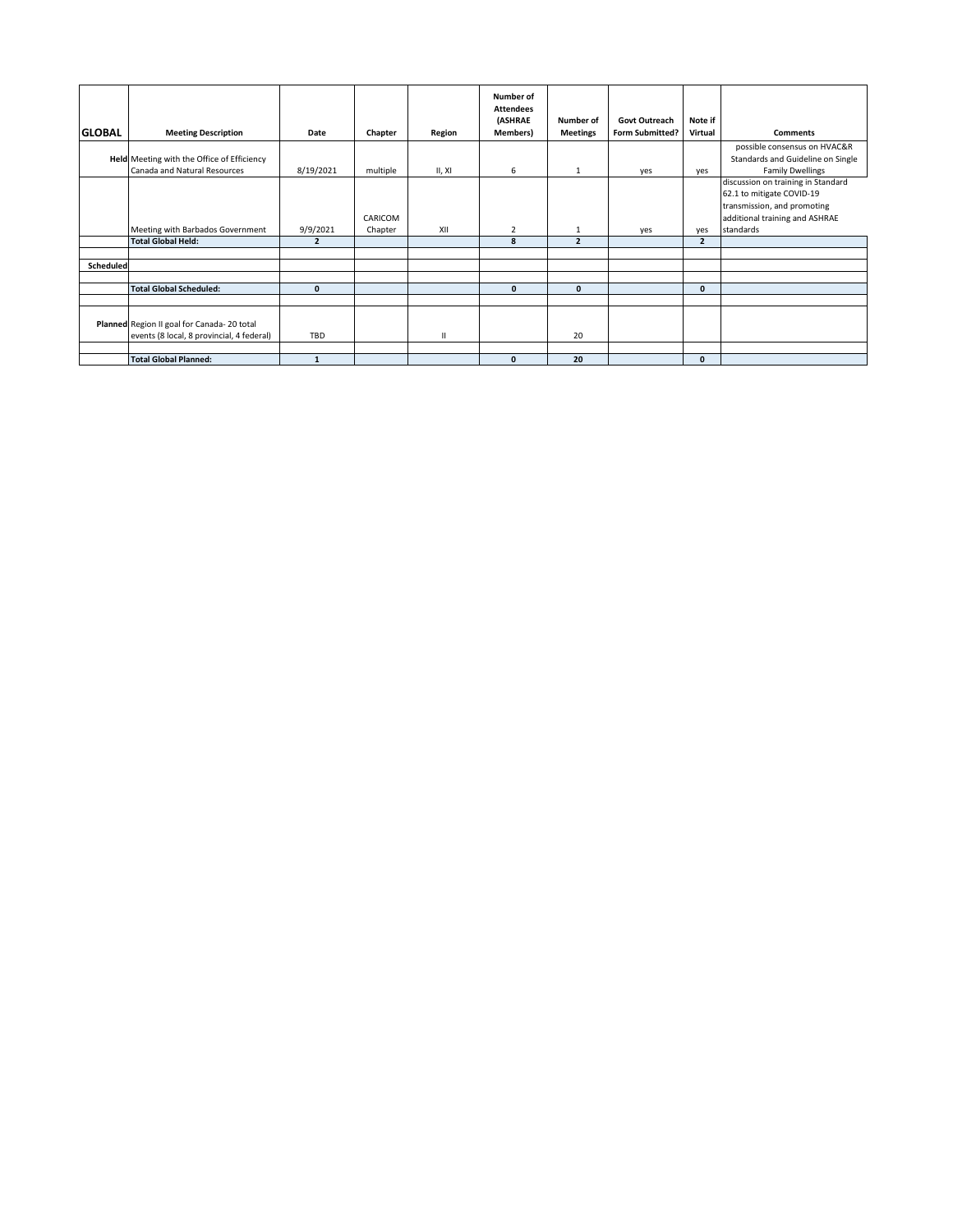| GLOBAL | Meeting Description | Date | Chapter | Region | Number of Attendees (ASHRAE Members) | Number of Meetings | Govt Outreach Form Submitted? | Note if Virtual | Comments |
|---|---|---|---|---|---|---|---|---|---|
| Held | Meeting with the Office of Efficiency Canada and Natural Resources | 8/19/2021 | multiple | II, XI | 6 | 1 | yes | yes | possible consensus on HVAC&R Standards and Guideline on Single Family Dwellings |
| | Meeting with Barbados Government | 9/9/2021 | CARICOM Chapter | XII | 2 | 1 | yes | yes | discussion on training in Standard 62.1 to mitigate COVID-19 transmission, and promoting additional training and ASHRAE standards |
| | **Total Global Held:** | **2** | | | **8** | **2** | | **2** | |
| | | | | | | | | | |
| Scheduled | | | | | | | | | |
| | | | | | | | | | |
| | **Total Global Scheduled:** | **0** | | | **0** | **0** | | **0** | |
| | | | | | | | | | |
| Planned | Region II goal for Canada- 20 total events (8 local, 8 provincial, 4 federal) | TBD | | II | | 20 | | | |
| | | | | | | | | | |
| | **Total Global Planned:** | **1** | | | **0** | **20** | | **0** | |